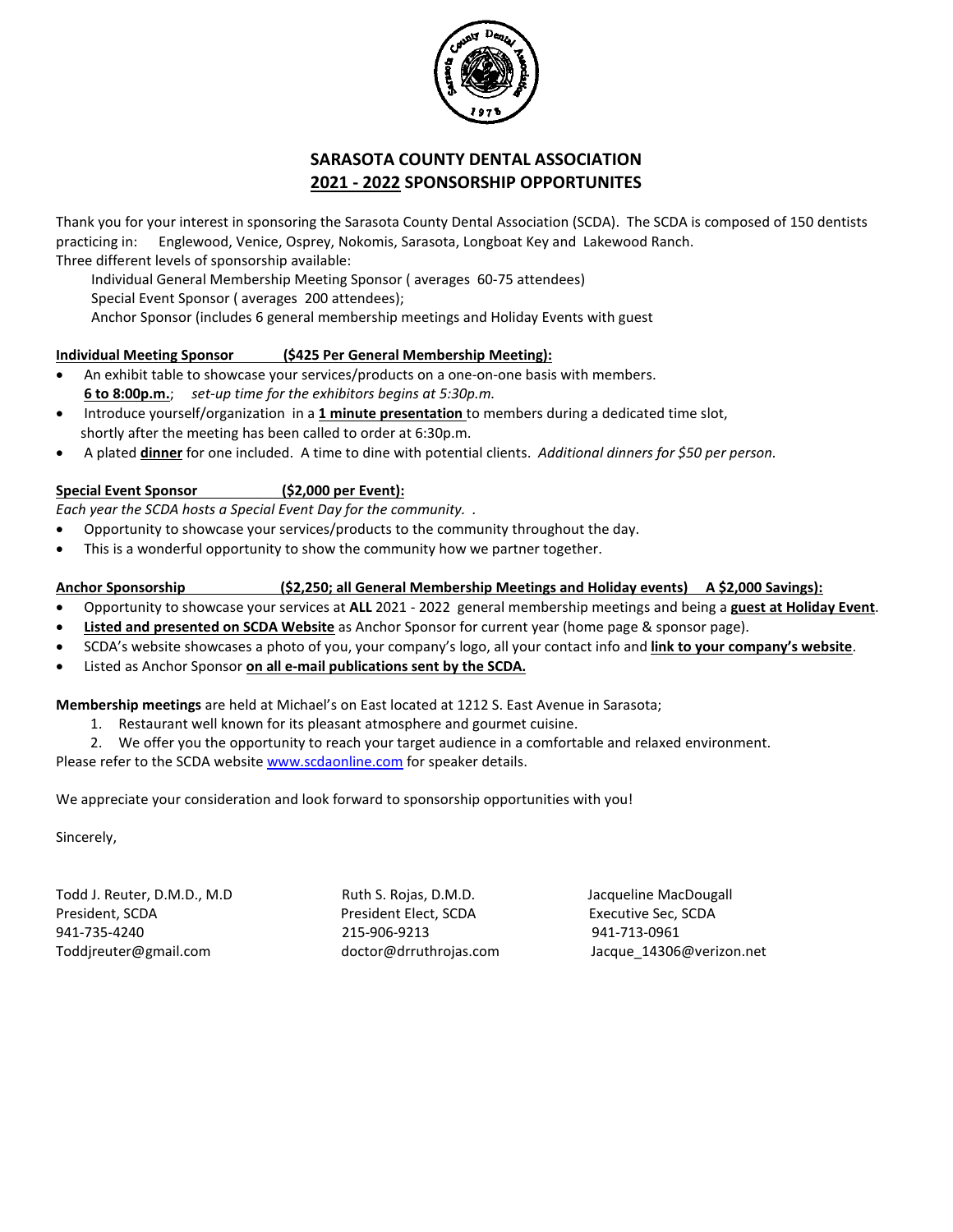# SARASOTA COUNTY DENTAL ASSOCIATION
## 2021 - 2022 SPONSORSHIP OPPORTUNITES

Thank you for your interest in sponsoring the Sarasota County Dental Association (SCDA). The SCDA is composed of 150 dentists practicing in: Englewood, Venice, Osprey, Nokomis, Sarasota, Longboat Key and Lakewood Ranch.
Three different levels of sponsorship available:

Individual General Membership Meeting Sponsor ( averages 60-75 attendees)
Special Event Sponsor ( averages 200 attendees);
Anchor Sponsor (includes 6 general membership meetings and Holiday Events with guest

**Individual Meeting Sponsor (\$425 Per General Membership Meeting):**

- An exhibit table to showcase your services/products on a one-on-one basis with members. **6 to 8:00p.m.**; *set-up time for the exhibitors begins at 5:30p.m.*
- Introduce yourself/organization in a **1 minute presentation** to members during a dedicated time slot, shortly after the meeting has been called to order at 6:30p.m.
- A plated **dinner** for one included. A time to dine with potential clients. *Additional dinners for \$50 per person.*

**Special Event Sponsor (\$2,000 per Event):**

*Each year the SCDA hosts a Special Event Day for the community.* .

- Opportunity to showcase your services/products to the community throughout the day.
- This is a wonderful opportunity to show the community how we partner together.

**Anchor Sponsorship (\$2,250; all General Membership Meetings and Holiday events) A \$2,000 Savings):**

- Opportunity to showcase your services at **ALL** 2021 - 2022 general membership meetings and being a **guest at Holiday Event**.
- **Listed and presented on SCDA Website** as Anchor Sponsor for current year (home page & sponsor page).
- SCDA's website showcases a photo of you, your company's logo, all your contact info and **link to your company's website**.
- Listed as Anchor Sponsor **on all e-mail publications sent by the SCDA.**

**Membership meetings** are held at Michael's on East located at 1212 S. East Avenue in Sarasota;

1. Restaurant well known for its pleasant atmosphere and gourmet cuisine.
2. We offer you the opportunity to reach your target audience in a comfortable and relaxed environment.

Please refer to the SCDA website www.scdaonline.com for speaker details.

We appreciate your consideration and look forward to sponsorship opportunities with you!

Sincerely,

Todd J. Reuter, D.M.D., M.D
President, SCDA
941-735-4240
Toddjreuter@gmail.com

Ruth S. Rojas, D.M.D.
President Elect, SCDA
215-906-9213
doctor@drruthrojas.com

Jacqueline MacDougall
Executive Sec, SCDA
941-713-0961
Jacque_14306@verizon.net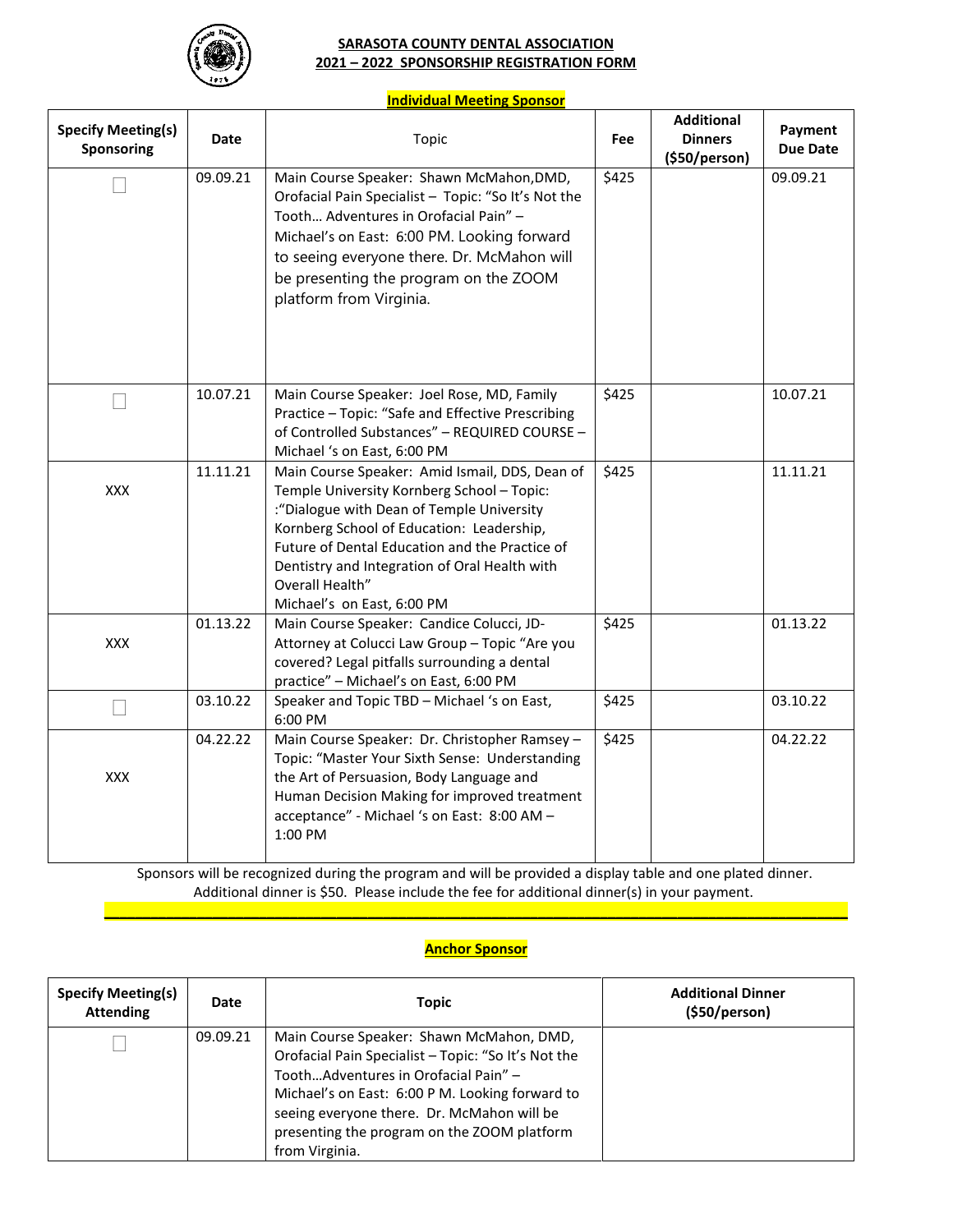**SARASOTA COUNTY DENTAL ASSOCIATION**
**2021 – 2022 SPONSORSHIP REGISTRATION FORM**

**Individual Meeting Sponsor**

| Specify Meeting(s) Sponsoring | Date | Topic | Fee | Additional Dinners ($50/person) | Payment Due Date |
|---|---|---|---|---|---|
| ☐ | 09.09.21 | Main Course Speaker: Shawn McMahon,DMD, Orofacial Pain Specialist – Topic: "So It's Not the Tooth… Adventures in Orofacial Pain" – Michael's on East: 6:00 PM. Looking forward to seeing everyone there. Dr. McMahon will be presenting the program on the ZOOM platform from Virginia. | $425 | | 09.09.21 |
| ☐ | 10.07.21 | Main Course Speaker: Joel Rose, MD, Family Practice – Topic: "Safe and Effective Prescribing of Controlled Substances" – REQUIRED COURSE – Michael 's on East, 6:00 PM | $425 | | 10.07.21 |
| XXX | 11.11.21 | Main Course Speaker: Amid Ismail, DDS, Dean of Temple University Kornberg School – Topic: :"Dialogue with Dean of Temple University Kornberg School of Education: Leadership, Future of Dental Education and the Practice of Dentistry and Integration of Oral Health with Overall Health" Michael's on East, 6:00 PM | $425 | | 11.11.21 |
| XXX | 01.13.22 | Main Course Speaker: Candice Colucci, JD-Attorney at Colucci Law Group – Topic "Are you covered? Legal pitfalls surrounding a dental practice" – Michael's on East, 6:00 PM | $425 | | 01.13.22 |
| ☐ | 03.10.22 | Speaker and Topic TBD – Michael 's on East, 6:00 PM | $425 | | 03.10.22 |
| XXX | 04.22.22 | Main Course Speaker: Dr. Christopher Ramsey – Topic: "Master Your Sixth Sense: Understanding the Art of Persuasion, Body Language and Human Decision Making for improved treatment acceptance" - Michael 's on East: 8:00 AM – 1:00 PM | $425 | | 04.22.22 |

Sponsors will be recognized during the program and will be provided a display table and one plated dinner. Additional dinner is $50. Please include the fee for additional dinner(s) in your payment.

**Anchor Sponsor**

| Specify Meeting(s) Attending | Date | Topic | Additional Dinner ($50/person) |
|---|---|---|---|
| ☐ | 09.09.21 | Main Course Speaker: Shawn McMahon, DMD, Orofacial Pain Specialist – Topic: "So It's Not the Tooth…Adventures in Orofacial Pain" – Michael's on East: 6:00 P M. Looking forward to seeing everyone there. Dr. McMahon will be presenting the program on the ZOOM platform from Virginia. | |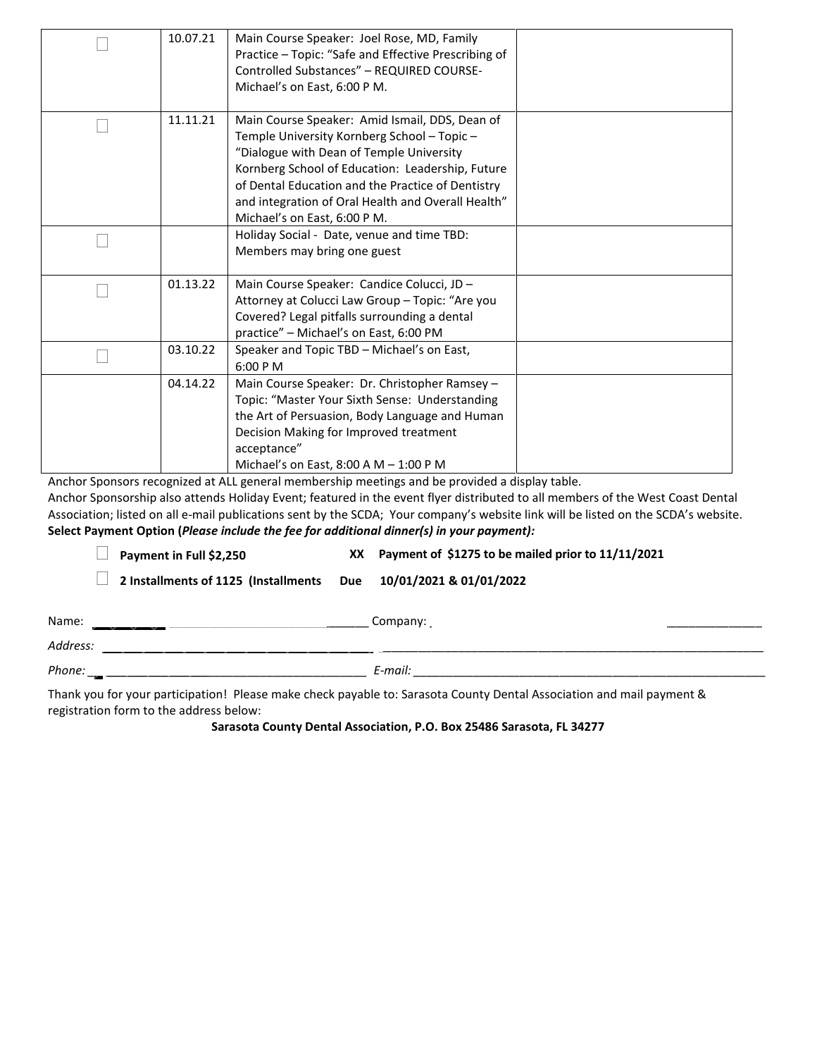| | | | |
|---|---|---|---|
| ☐ | 10.07.21 | Main Course Speaker: Joel Rose, MD, Family Practice – Topic: "Safe and Effective Prescribing of Controlled Substances" – REQUIRED COURSE- Michael's on East, 6:00 P M. | |
| ☐ | 11.11.21 | Main Course Speaker: Amid Ismail, DDS, Dean of Temple University Kornberg School – Topic – "Dialogue with Dean of Temple University Kornberg School of Education: Leadership, Future of Dental Education and the Practice of Dentistry and integration of Oral Health and Overall Health" Michael's on East, 6:00 P M. | |
| ☐ | | Holiday Social - Date, venue and time TBD: Members may bring one guest | |
| ☐ | 01.13.22 | Main Course Speaker: Candice Colucci, JD – Attorney at Colucci Law Group – Topic: "Are you Covered? Legal pitfalls surrounding a dental practice" – Michael's on East, 6:00 PM | |
| ☐ | 03.10.22 | Speaker and Topic TBD – Michael's on East, 6:00 P M | |
| | 04.14.22 | Main Course Speaker: Dr. Christopher Ramsey – Topic: "Master Your Sixth Sense: Understanding the Art of Persuasion, Body Language and Human Decision Making for Improved treatment acceptance" Michael's on East, 8:00 A M – 1:00 P M | |

Anchor Sponsors recognized at ALL general membership meetings and be provided a display table.
Anchor Sponsorship also attends Holiday Event; featured in the event flyer distributed to all members of the West Coast Dental Association; listed on all e-mail publications sent by the SCDA; Your company's website link will be listed on the SCDA's website.

**Select Payment Option (*Please include the fee for additional dinner(s) in your payment):***

☐ **Payment in Full $2,250** **XX Payment of $1275 to be mailed prior to 11/11/2021**

☐ **2 Installments of 1125 (Installments Due 10/01/2021 & 01/01/2022**

Name: ____________________________ Company: ______________

*Address:* ____________________________________________

*Phone:* ____________________________ *E-mail:* ____________________________

Thank you for your participation! Please make check payable to: Sarasota County Dental Association and mail payment & registration form to the address below:

**Sarasota County Dental Association, P.O. Box 25486 Sarasota, FL 34277**